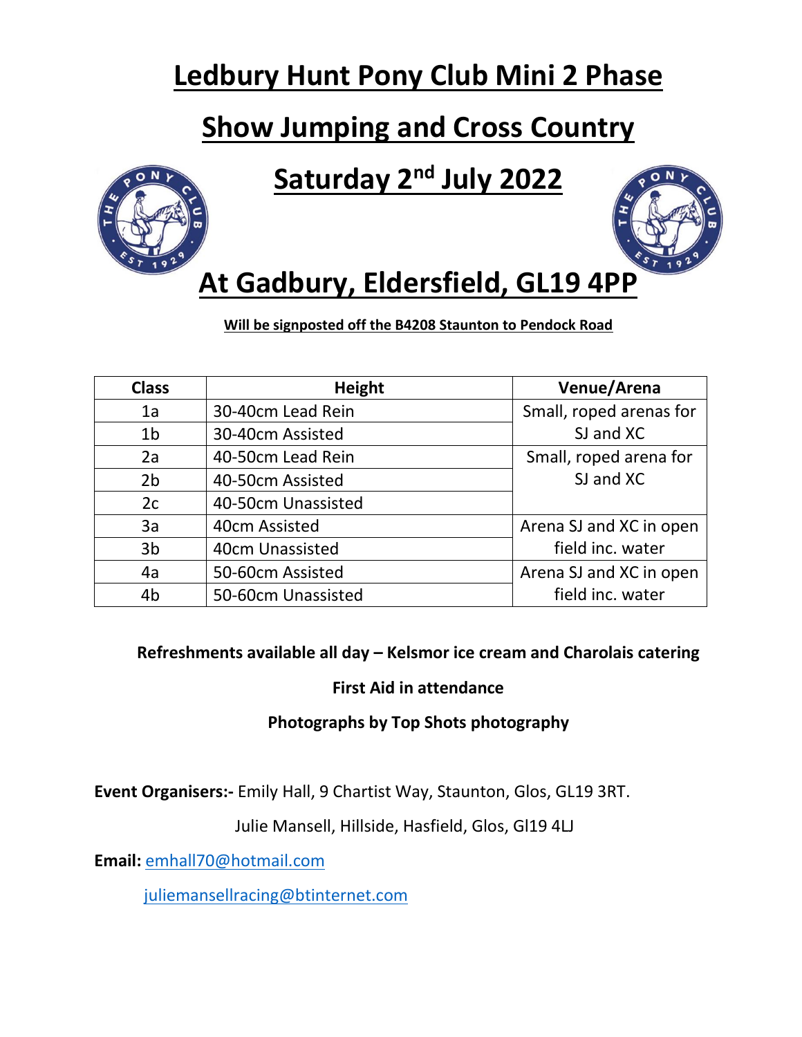# Ledbury Hunt Pony Club Mini 2 Phase

# Show Jumping and Cross Country

# Saturday 2nd July 2022

# At Gadbury, Eldersfield, GL19 4PP

**Will be signposted off the B4208 Staunton to Pendock Road**

| Class | Height | Venue/Arena |
|---|---|---|
| 1a | 30-40cm Lead Rein | Small, roped arenas for SJ and XC |
| 1b | 30-40cm Assisted | |
| 2a | 40-50cm Lead Rein | Small, roped arena for SJ and XC |
| 2b | 40-50cm Assisted | |
| 2c | 40-50cm Unassisted | |
| 3a | 40cm Assisted | Arena SJ and XC in open field inc. water |
| 3b | 40cm Unassisted | |
| 4a | 50-60cm Assisted | Arena SJ and XC in open field inc. water |
| 4b | 50-60cm Unassisted | |

**Refreshments available all day – Kelsmor ice cream and Charolais catering**

**First Aid in attendance**

**Photographs by Top Shots photography**

**Event Organisers:-** Emily Hall, 9 Chartist Way, Staunton, Glos, GL19 3RT.

Julie Mansell, Hillside, Hasfield, Glos, Gl19 4LJ

**Email:** emhall70@hotmail.com

juliemansellracing@btinternet.com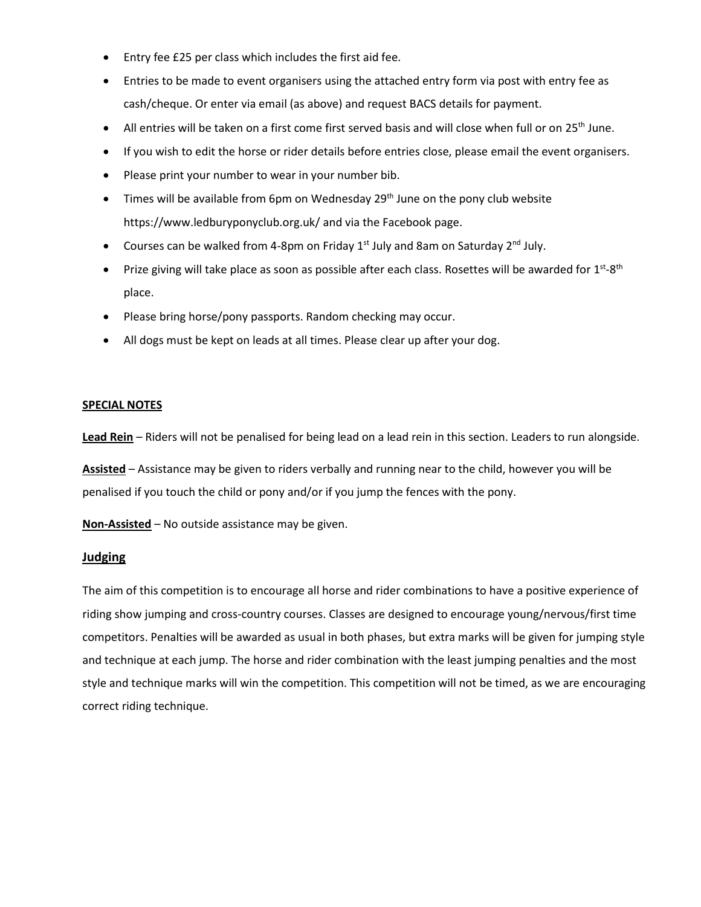- Entry fee £25 per class which includes the first aid fee.
- Entries to be made to event organisers using the attached entry form via post with entry fee as cash/cheque. Or enter via email (as above) and request BACS details for payment.
- All entries will be taken on a first come first served basis and will close when full or on 25th June.
- If you wish to edit the horse or rider details before entries close, please email the event organisers.
- Please print your number to wear in your number bib.
- Times will be available from 6pm on Wednesday 29th June on the pony club website https://www.ledburyponyclub.org.uk/ and via the Facebook page.
- Courses can be walked from 4-8pm on Friday 1st July and 8am on Saturday 2nd July.
- Prize giving will take place as soon as possible after each class. Rosettes will be awarded for 1st-8th place.
- Please bring horse/pony passports. Random checking may occur.
- All dogs must be kept on leads at all times. Please clear up after your dog.

**SPECIAL NOTES**

**Lead Rein** – Riders will not be penalised for being lead on a lead rein in this section. Leaders to run alongside.

**Assisted** – Assistance may be given to riders verbally and running near to the child, however you will be penalised if you touch the child or pony and/or if you jump the fences with the pony.

**Non-Assisted** – No outside assistance may be given.

## Judging

The aim of this competition is to encourage all horse and rider combinations to have a positive experience of riding show jumping and cross-country courses. Classes are designed to encourage young/nervous/first time competitors. Penalties will be awarded as usual in both phases, but extra marks will be given for jumping style and technique at each jump. The horse and rider combination with the least jumping penalties and the most style and technique marks will win the competition. This competition will not be timed, as we are encouraging correct riding technique.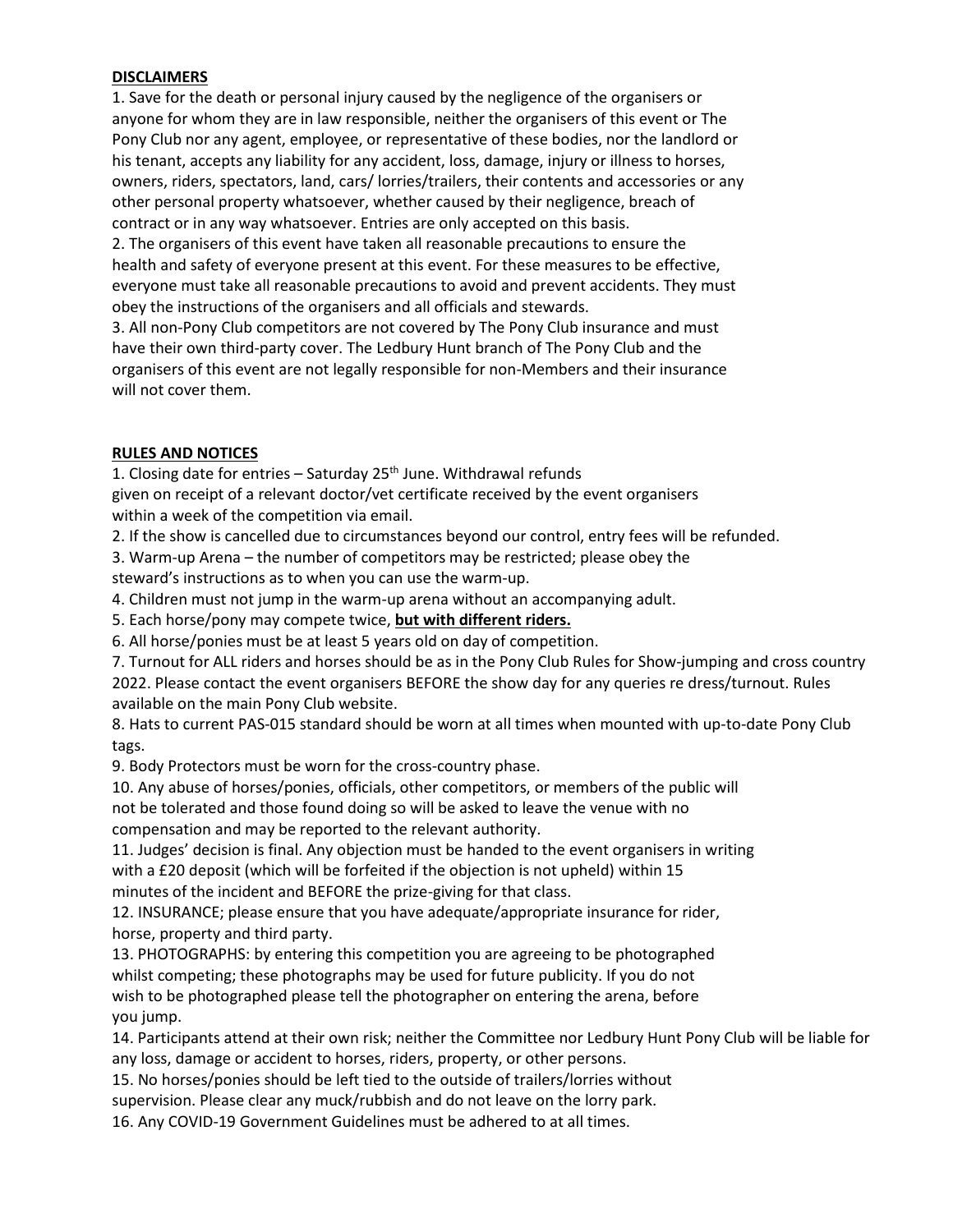## DISCLAIMERS

1. Save for the death or personal injury caused by the negligence of the organisers or anyone for whom they are in law responsible, neither the organisers of this event or The Pony Club nor any agent, employee, or representative of these bodies, nor the landlord or his tenant, accepts any liability for any accident, loss, damage, injury or illness to horses, owners, riders, spectators, land, cars/ lorries/trailers, their contents and accessories or any other personal property whatsoever, whether caused by their negligence, breach of contract or in any way whatsoever. Entries are only accepted on this basis.
2. The organisers of this event have taken all reasonable precautions to ensure the health and safety of everyone present at this event. For these measures to be effective, everyone must take all reasonable precautions to avoid and prevent accidents. They must obey the instructions of the organisers and all officials and stewards.
3. All non-Pony Club competitors are not covered by The Pony Club insurance and must have their own third-party cover. The Ledbury Hunt branch of The Pony Club and the organisers of this event are not legally responsible for non-Members and their insurance will not cover them.

## RULES AND NOTICES

1. Closing date for entries – Saturday 25th June. Withdrawal refunds given on receipt of a relevant doctor/vet certificate received by the event organisers within a week of the competition via email.
2. If the show is cancelled due to circumstances beyond our control, entry fees will be refunded.
3. Warm-up Arena – the number of competitors may be restricted; please obey the steward's instructions as to when you can use the warm-up.
4. Children must not jump in the warm-up arena without an accompanying adult.
5. Each horse/pony may compete twice, **but with different riders.**
6. All horse/ponies must be at least 5 years old on day of competition.
7. Turnout for ALL riders and horses should be as in the Pony Club Rules for Show-jumping and cross country 2022. Please contact the event organisers BEFORE the show day for any queries re dress/turnout. Rules available on the main Pony Club website.
8. Hats to current PAS-015 standard should be worn at all times when mounted with up-to-date Pony Club tags.
9. Body Protectors must be worn for the cross-country phase.
10. Any abuse of horses/ponies, officials, other competitors, or members of the public will not be tolerated and those found doing so will be asked to leave the venue with no compensation and may be reported to the relevant authority.
11. Judges' decision is final. Any objection must be handed to the event organisers in writing with a £20 deposit (which will be forfeited if the objection is not upheld) within 15 minutes of the incident and BEFORE the prize-giving for that class.
12. INSURANCE; please ensure that you have adequate/appropriate insurance for rider, horse, property and third party.
13. PHOTOGRAPHS: by entering this competition you are agreeing to be photographed whilst competing; these photographs may be used for future publicity. If you do not wish to be photographed please tell the photographer on entering the arena, before you jump.
14. Participants attend at their own risk; neither the Committee nor Ledbury Hunt Pony Club will be liable for any loss, damage or accident to horses, riders, property, or other persons.
15. No horses/ponies should be left tied to the outside of trailers/lorries without supervision. Please clear any muck/rubbish and do not leave on the lorry park.
16. Any COVID-19 Government Guidelines must be adhered to at all times.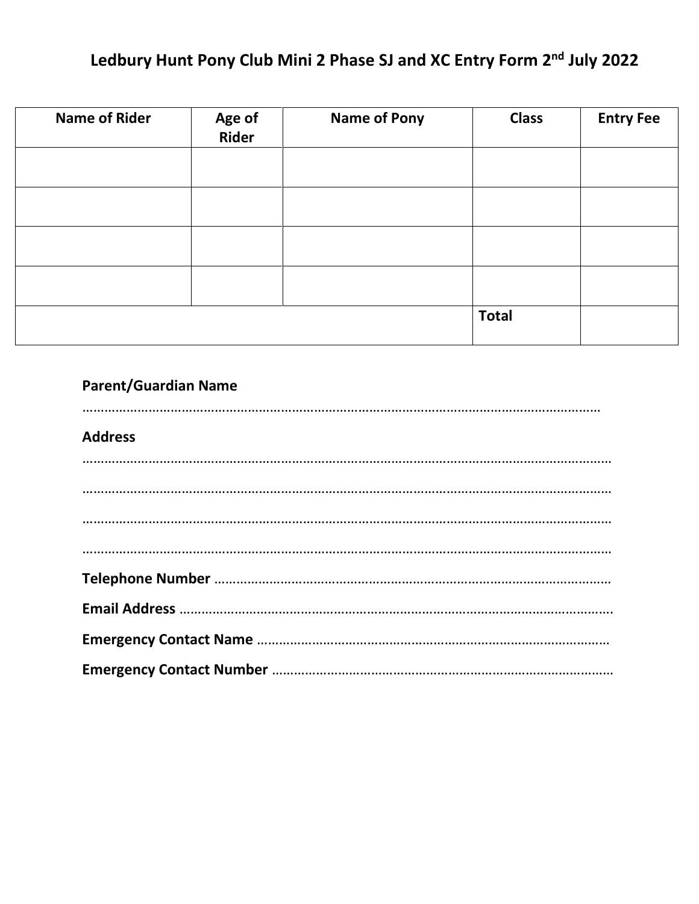# Ledbury Hunt Pony Club Mini 2 Phase SJ and XC Entry Form 2nd July 2022

| Name of Rider | Age of Rider | Name of Pony | Class | Entry Fee |
|---|---|---|---|---|
| | | | | |
| | | | | |
| | | | | |
| | | | | |
| | | | Total | |

**Parent/Guardian Name**

………………………………………………………………………………………………………………………………

**Address**

………………………………………………………………………………………………………………………………

………………………………………………………………………………………………………………………………

………………………………………………………………………………………………………………………………

………………………………………………………………………………………………………………………………

**Telephone Number** ………………………………………………………………………………………………

**Email Address** ……………………………………………………………………………………………………..

**Emergency Contact Name** ……………………………………………………………………………………

**Emergency Contact Number** ………………………………………………………………………………